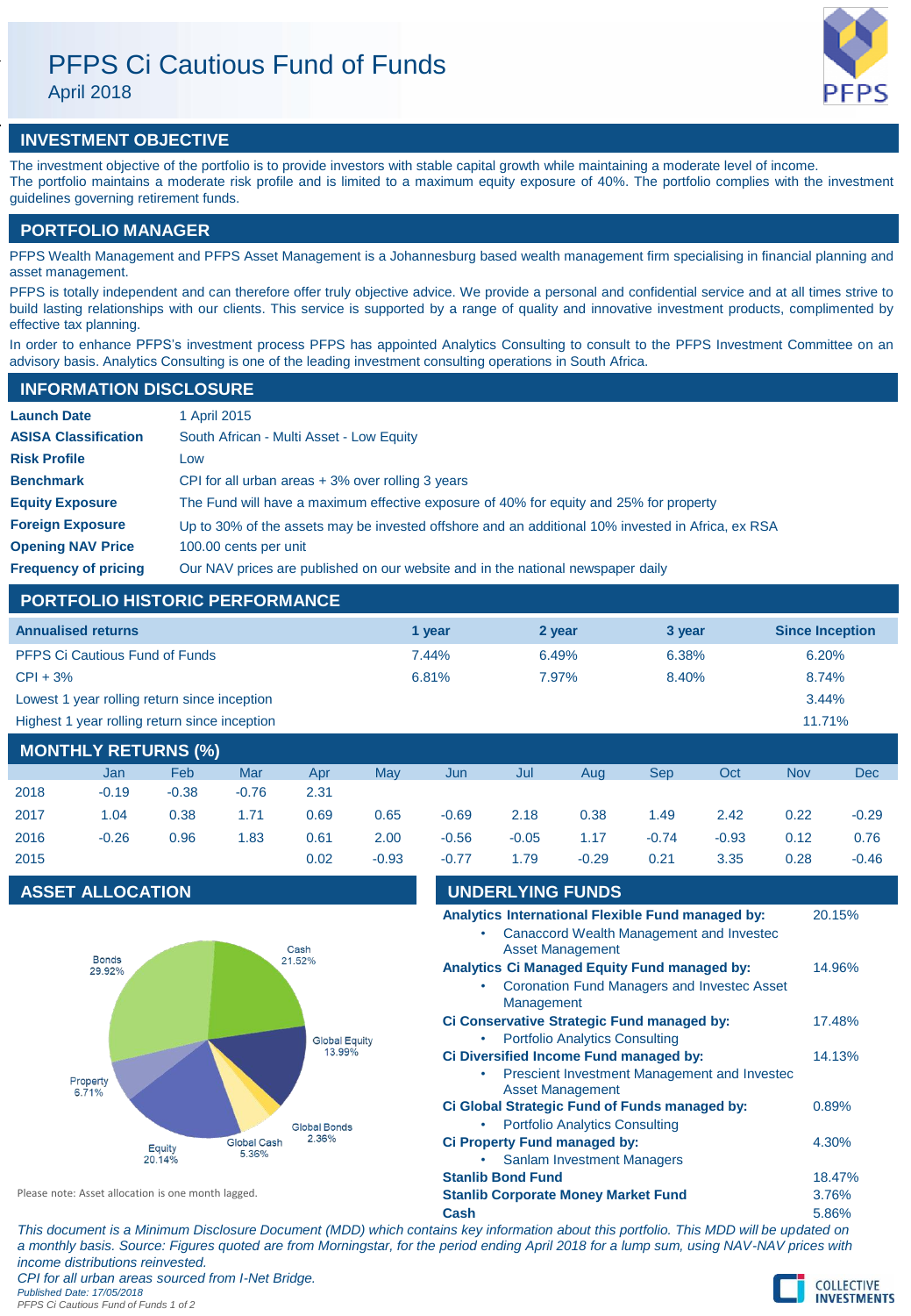# PFPS Ci Cautious Fund of Funds

April 2018

## INVESTMENT OBJECTIVE

The investment objective of the portfolio is to provide investors with stable capital growth while maintaining a moderate level of income. The portfolio maintains a moderate risk profile and is limited to a maximum equity exposure of 40%. The portfolio complies with the investment guidelines governing retirement funds.

## PORTFOLIO MANAGER

PFPS Wealth Management and PFPS Asset Management is a Johannesburg based wealth management firm specialising in financial planning and asset management.

PFPS is totally independent and can therefore offer truly objective advice. We provide a personal and confidential service and at all times strive to build lasting relationships with our clients. This service is supported by a range of quality and innovative investment products, complimented by effective tax planning.

In order to enhance PFPS's investment process PFPS has appointed Analytics Consulting to consult to the PFPS Investment Committee on an advisory basis. Analytics Consulting is one of the leading investment consulting operations in South Africa.

## INFORMATION DISCLOSURE

| | |
|---|---|
| **Launch Date** | 1 April 2015 |
| **ASISA Classification** | South African - Multi Asset - Low Equity |
| **Risk Profile** | Low |
| **Benchmark** | CPI for all urban areas + 3% over rolling 3 years |
| **Equity Exposure** | The Fund will have a maximum effective exposure of 40% for equity and 25% for property |
| **Foreign Exposure** | Up to 30% of the assets may be invested offshore and an additional 10% invested in Africa, ex RSA |
| **Opening NAV Price** | 100.00 cents per unit |
| **Frequency of pricing** | Our NAV prices are published on our website and in the national newspaper daily |

## PORTFOLIO HISTORIC PERFORMANCE

| Annualised returns | 1 year | 2 year | 3 year | Since Inception |
|---|---|---|---|---|
| PFPS Ci Cautious Fund of Funds | 7.44% | 6.49% | 6.38% | 6.20% |
| CPI + 3% | 6.81% | 7.97% | 8.40% | 8.74% |
| Lowest 1 year rolling return since inception | | | | 3.44% |
| Highest 1 year rolling return since inception | | | | 11.71% |

## MONTHLY RETURNS (%)

| | Jan | Feb | Mar | Apr | May | Jun | Jul | Aug | Sep | Oct | Nov | Dec |
|---|---|---|---|---|---|---|---|---|---|---|---|---|
| 2018 | -0.19 | -0.38 | -0.76 | 2.31 | | | | | | | | |
| 2017 | 1.04 | 0.38 | 1.71 | 0.69 | 0.65 | -0.69 | 2.18 | 0.38 | 1.49 | 2.42 | 0.22 | -0.29 |
| 2016 | -0.26 | 0.96 | 1.83 | 0.61 | 2.00 | -0.56 | -0.05 | 1.17 | -0.74 | -0.93 | 0.12 | 0.76 |
| 2015 | | | | 0.02 | -0.93 | -0.77 | 1.79 | -0.29 | 0.21 | 3.35 | 0.28 | -0.46 |

## ASSET ALLOCATION

| Asset | Allocation |
|---|---|
| Cash | 21.52% |
| Global Equity | 13.99% |
| Global Bonds | 2.36% |
| Global Cash | 5.36% |
| Equity | 20.14% |
| Property | 6.71% |
| Bonds | 29.92% |

Please note: Asset allocation is one month lagged.

## UNDERLYING FUNDS

| Fund | Weight |
|---|---|
| **Analytics International Flexible Fund managed by:** | 20.15% |
| • Canaccord Wealth Management and Investec Asset Management | |
| **Analytics Ci Managed Equity Fund managed by:** | 14.96% |
| • Coronation Fund Managers and Investec Asset Management | |
| **Ci Conservative Strategic Fund managed by:** | 17.48% |
| • Portfolio Analytics Consulting | |
| **Ci Diversified Income Fund managed by:** | 14.13% |
| • Prescient Investment Management and Investec Asset Management | |
| **Ci Global Strategic Fund of Funds managed by:** | 0.89% |
| • Portfolio Analytics Consulting | |
| **Ci Property Fund managed by:** | 4.30% |
| • Sanlam Investment Managers | |
| **Stanlib Bond Fund** | 18.47% |
| **Stanlib Corporate Money Market Fund** | 3.76% |
| **Cash** | 5.86% |

*This document is a Minimum Disclosure Document (MDD) which contains key information about this portfolio. This MDD will be updated on a monthly basis. Source: Figures quoted are from Morningstar, for the period ending April 2018 for a lump sum, using NAV-NAV prices with income distributions reinvested.*

*CPI for all urban areas sourced from I-Net Bridge.*

*Published Date: 17/05/2018*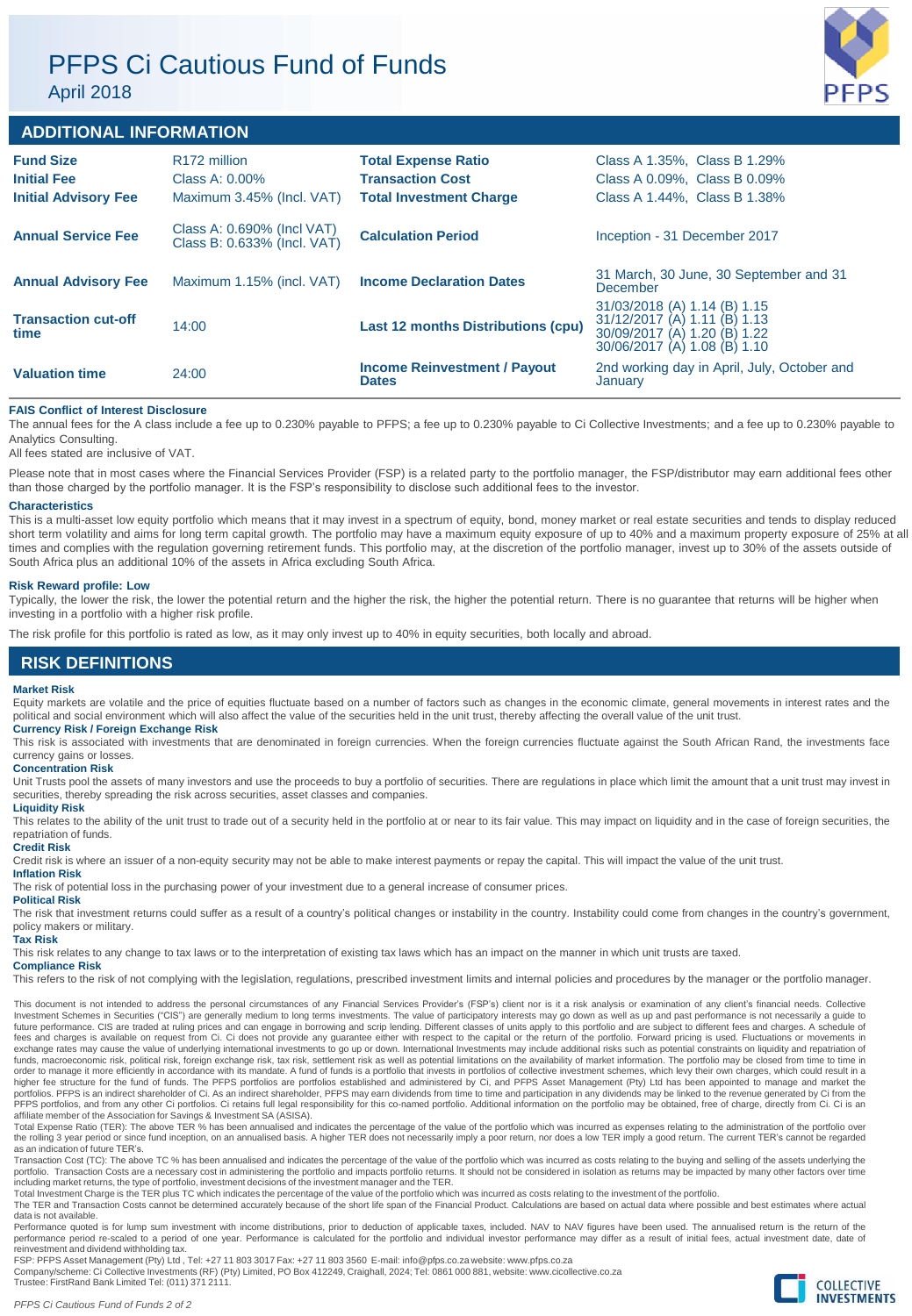# PFPS Ci Cautious Fund of Funds

April 2018

## ADDITIONAL INFORMATION

| | | | |
|---|---|---|---|
| **Fund Size** | R172 million | **Total Expense Ratio** | Class A 1.35%, Class B 1.29% |
| **Initial Fee** | Class A: 0.00% | **Transaction Cost** | Class A 0.09%, Class B 0.09% |
| **Initial Advisory Fee** | Maximum 3.45% (Incl. VAT) | **Total Investment Charge** | Class A 1.44%, Class B 1.38% |
| **Annual Service Fee** | Class A: 0.690% (Incl VAT) Class B: 0.633% (Incl. VAT) | **Calculation Period** | Inception - 31 December 2017 |
| **Annual Advisory Fee** | Maximum 1.15% (incl. VAT) | **Income Declaration Dates** | 31 March, 30 June, 30 September and 31 December |
| **Transaction cut-off time** | 14:00 | **Last 12 months Distributions (cpu)** | 31/03/2018 (A) 1.14 (B) 1.15<br>31/12/2017 (A) 1.11 (B) 1.13<br>30/09/2017 (A) 1.20 (B) 1.22<br>30/06/2017 (A) 1.08 (B) 1.10 |
| **Valuation time** | 24:00 | **Income Reinvestment / Payout Dates** | 2nd working day in April, July, October and January |

**FAIS Conflict of Interest Disclosure**

The annual fees for the A class include a fee up to 0.230% payable to PFPS; a fee up to 0.230% payable to Ci Collective Investments; and a fee up to 0.230% payable to Analytics Consulting.

All fees stated are inclusive of VAT.

Please note that in most cases where the Financial Services Provider (FSP) is a related party to the portfolio manager, the FSP/distributor may earn additional fees other than those charged by the portfolio manager. It is the FSP's responsibility to disclose such additional fees to the investor.

**Characteristics**

This is a multi-asset low equity portfolio which means that it may invest in a spectrum of equity, bond, money market or real estate securities and tends to display reduced short term volatility and aims for long term capital growth. The portfolio may have a maximum equity exposure of up to 40% and a maximum property exposure of 25% at all times and complies with the regulation governing retirement funds. This portfolio may, at the discretion of the portfolio manager, invest up to 30% of the assets outside of South Africa plus an additional 10% of the assets in Africa excluding South Africa.

**Risk Reward profile: Low**

Typically, the lower the risk, the lower the potential return and the higher the risk, the higher the potential return. There is no guarantee that returns will be higher when investing in a portfolio with a higher risk profile.

The risk profile for this portfolio is rated as low, as it may only invest up to 40% in equity securities, both locally and abroad.

## RISK DEFINITIONS

**Market Risk**

Equity markets are volatile and the price of equities fluctuate based on a number of factors such as changes in the economic climate, general movements in interest rates and the political and social environment which will also affect the value of the securities held in the unit trust, thereby affecting the overall value of the unit trust.

**Currency Risk / Foreign Exchange Risk**

This risk is associated with investments that are denominated in foreign currencies. When the foreign currencies fluctuate against the South African Rand, the investments face currency gains or losses.

**Concentration Risk**

Unit Trusts pool the assets of many investors and use the proceeds to buy a portfolio of securities. There are regulations in place which limit the amount that a unit trust may invest in securities, thereby spreading the risk across securities, asset classes and companies.

**Liquidity Risk**

This relates to the ability of the unit trust to trade out of a security held in the portfolio at or near to its fair value. This may impact on liquidity and in the case of foreign securities, the repatriation of funds.

**Credit Risk**

Credit risk is where an issuer of a non-equity security may not be able to make interest payments or repay the capital. This will impact the value of the unit trust.

**Inflation Risk**

The risk of potential loss in the purchasing power of your investment due to a general increase of consumer prices.

**Political Risk**

The risk that investment returns could suffer as a result of a country's political changes or instability in the country. Instability could come from changes in the country's government, policy makers or military.

**Tax Risk**

This risk relates to any change to tax laws or to the interpretation of existing tax laws which has an impact on the manner in which unit trusts are taxed.

**Compliance Risk**

This refers to the risk of not complying with the legislation, regulations, prescribed investment limits and internal policies and procedures by the manager or the portfolio manager.

This document is not intended to address the personal circumstances of any Financial Services Provider's (FSP's) client nor is it a risk analysis or examination of any client's financial needs. Collective Investment Schemes in Securities ("CIS") are generally medium to long terms investments. The value of participatory interests may go down as well as up and past performance is not necessarily a guide to future performance. CIS are traded at ruling prices and can engage in borrowing and scrip lending. Different classes of units apply to this portfolio and are subject to different fees and charges. A schedule of fees and charges is available on request from Ci. Ci does not provide any guarantee either with respect to the capital or the return of the portfolio. Forward pricing is used. Fluctuations or movements in exchange rates may cause the value of underlying international investments to go up or down. International Investments may include additional risks such as potential constraints on liquidity and repatriation of funds, macroeconomic risk, political risk, foreign exchange risk, tax risk, settlement risk as well as potential limitations on the availability of market information. The portfolio may be closed from time to time in order to manage it more efficiently in accordance with its mandate. A fund of funds is a portfolio that invests in portfolios of collective investment schemes, which levy their own charges, which could result in a higher fee structure for the fund of funds. The PFPS portfolios are portfolios established and administered by Ci, and PFPS Asset Management (Pty) Ltd has been appointed to manage and market the portfolios. PFPS is an indirect shareholder of Ci. As an indirect shareholder, PFPS may earn dividends from time to time and participation in any dividends may be linked to the revenue generated by Ci from the PFPS portfolios, and from any other Ci portfolios. Ci retains full legal responsibility for this co-named portfolio. Additional information on the portfolio may be obtained, free of charge, directly from Ci. Ci is an affiliate member of the Association for Savings & Investment SA (ASISA).

Total Expense Ratio (TER): The above TER % has been annualised and indicates the percentage of the value of the portfolio which was incurred as expenses relating to the administration of the portfolio over the rolling 3 year period or since fund inception, on an annualised basis. A higher TER does not necessarily imply a poor return, nor does a low TER imply a good return. The current TER's cannot be regarded as an indication of future TER's.

Transaction Cost (TC): The above TC % has been annualised and indicates the percentage of the value of the portfolio which was incurred as costs relating to the buying and selling of the assets underlying the portfolio. Transaction Costs are a necessary cost in administering the portfolio and impacts portfolio returns. It should not be considered in isolation as returns may be impacted by many other factors over time including market returns, the type of portfolio, investment decisions of the investment manager and the TER.

Total Investment Charge is the TER plus TC which indicates the percentage of the value of the portfolio which was incurred as costs relating to the investment of the portfolio.

The TER and Transaction Costs cannot be determined accurately because of the short life span of the Financial Product. Calculations are based on actual data where possible and best estimates where actual data is not available.

Performance quoted is for lump sum investment with income distributions, prior to deduction of applicable taxes, included. NAV to NAV figures have been used. The annualised return is the return of the performance period re-scaled to a period of one year. Performance is calculated for the portfolio and individual investor performance may differ as a result of initial fees, actual investment date, date of reinvestment and dividend withholding tax.

FSP: PFPS Asset Management (Pty) Ltd , Tel: +27 11 803 3017 Fax: +27 11 803 3560 E-mail: info@pfps.co.za website: www.pfps.co.za

Company/scheme: Ci Collective Investments (RF) (Pty) Limited, PO Box 412249, Craighall, 2024; Tel: 0861 000 881, website: www.cicollective.co.za

Trustee: FirstRand Bank Limited Tel: (011) 371 2111.